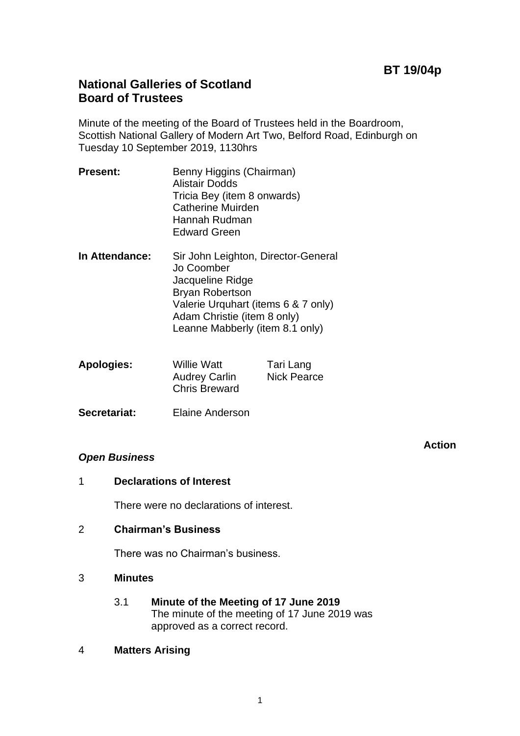**BT 19/04p**

# National Galleries of Scotland
# Board of Trustees

Minute of the meeting of the Board of Trustees held in the Boardroom, Scottish National Gallery of Modern Art Two, Belford Road, Edinburgh on Tuesday 10 September 2019, 1130hrs

| | |
|---|---|
| **Present:** | Benny Higgins (Chairman)<br>Alistair Dodds<br>Tricia Bey (item 8 onwards)<br>Catherine Muirden<br>Hannah Rudman<br>Edward Green |
| **In Attendance:** | Sir John Leighton, Director-General<br>Jo Coomber<br>Jacqueline Ridge<br>Bryan Robertson<br>Valerie Urquhart (items 6 & 7 only)<br>Adam Christie (item 8 only)<br>Leanne Mabberly (item 8.1 only) |
| **Apologies:** | Willie Watt, Tari Lang<br>Audrey Carlin, Nick Pearce<br>Chris Breward |
| **Secretariat:** | Elaine Anderson |

**Action**

***Open Business***

1 **Declarations of Interest**

There were no declarations of interest.

2 **Chairman's Business**

There was no Chairman's business.

3 **Minutes**

3.1 **Minute of the Meeting of 17 June 2019**
The minute of the meeting of 17 June 2019 was approved as a correct record.

4 **Matters Arising**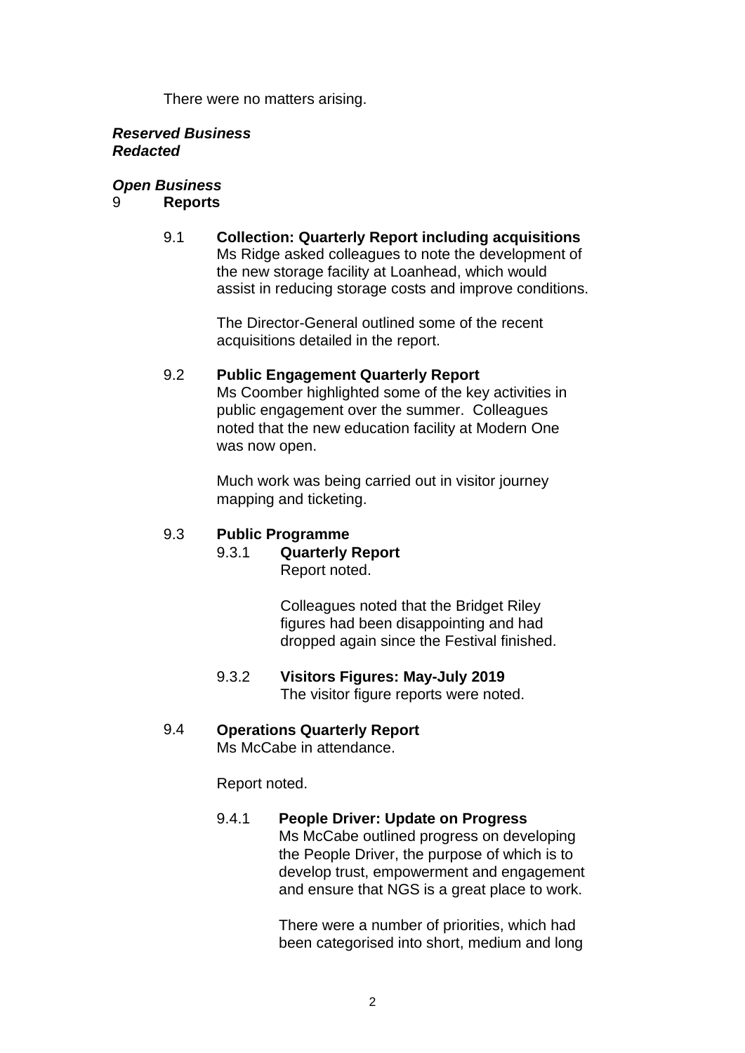There were no matters arising.

***Reserved Business***
***Redacted***

***Open Business***

**9 Reports**

**9.1 Collection: Quarterly Report including acquisitions**

Ms Ridge asked colleagues to note the development of the new storage facility at Loanhead, which would assist in reducing storage costs and improve conditions.

The Director-General outlined some of the recent acquisitions detailed in the report.

**9.2 Public Engagement Quarterly Report**

Ms Coomber highlighted some of the key activities in public engagement over the summer. Colleagues noted that the new education facility at Modern One was now open.

Much work was being carried out in visitor journey mapping and ticketing.

**9.3 Public Programme**

**9.3.1 Quarterly Report**

Report noted.

Colleagues noted that the Bridget Riley figures had been disappointing and had dropped again since the Festival finished.

**9.3.2 Visitors Figures: May-July 2019**

The visitor figure reports were noted.

**9.4 Operations Quarterly Report**

Ms McCabe in attendance.

Report noted.

**9.4.1 People Driver: Update on Progress**

Ms McCabe outlined progress on developing the People Driver, the purpose of which is to develop trust, empowerment and engagement and ensure that NGS is a great place to work.

There were a number of priorities, which had been categorised into short, medium and long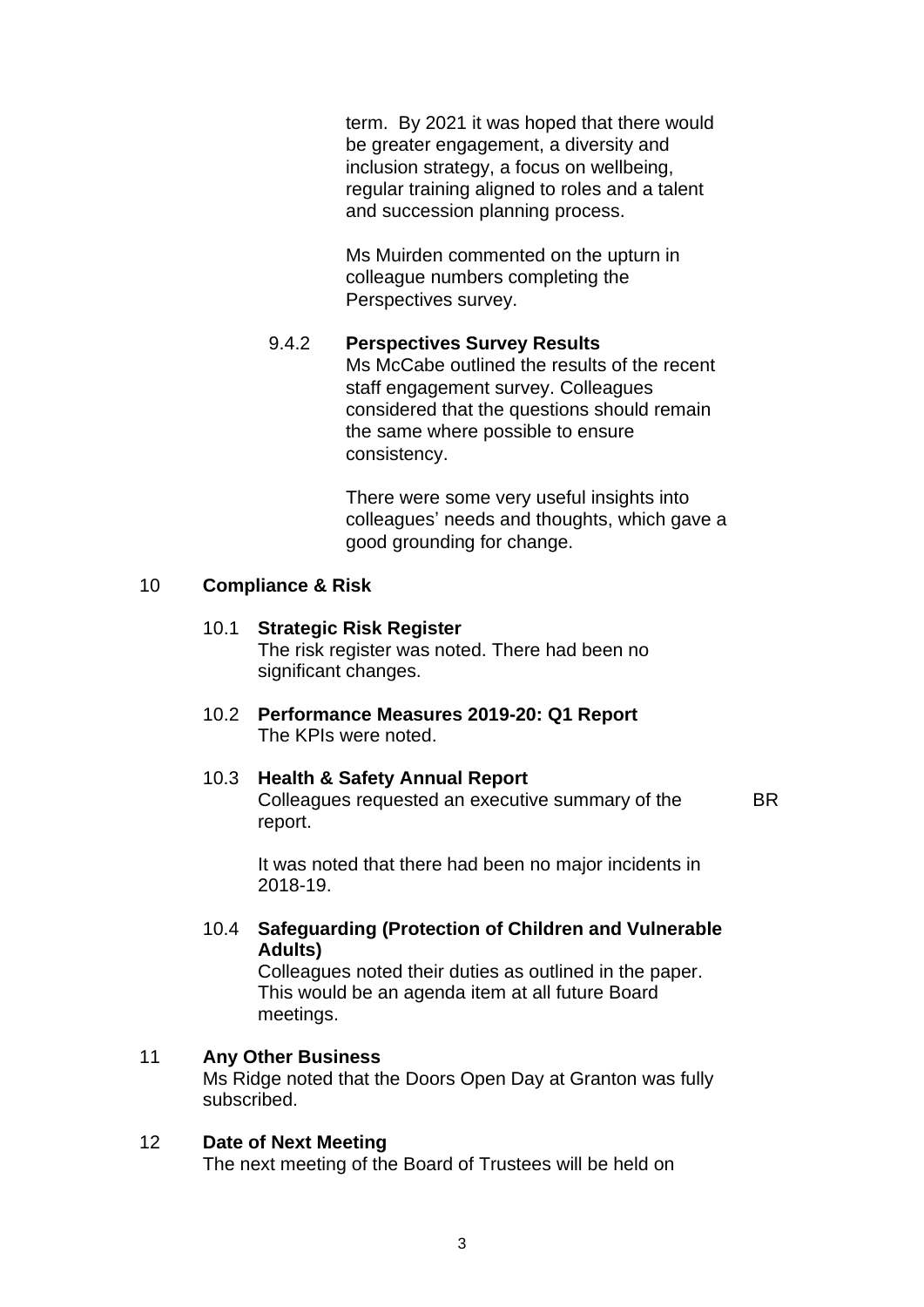term. By 2021 it was hoped that there would be greater engagement, a diversity and inclusion strategy, a focus on wellbeing, regular training aligned to roles and a talent and succession planning process.

Ms Muirden commented on the upturn in colleague numbers completing the Perspectives survey.

9.4.2 **Perspectives Survey Results**

Ms McCabe outlined the results of the recent staff engagement survey. Colleagues considered that the questions should remain the same where possible to ensure consistency.

There were some very useful insights into colleagues' needs and thoughts, which gave a good grounding for change.

## 10 Compliance & Risk

### 10.1 Strategic Risk Register

The risk register was noted. There had been no significant changes.

### 10.2 Performance Measures 2019-20: Q1 Report

The KPIs were noted.

### 10.3 Health & Safety Annual Report

Colleagues requested an executive summary of the report. BR

It was noted that there had been no major incidents in 2018-19.

### 10.4 Safeguarding (Protection of Children and Vulnerable Adults)

Colleagues noted their duties as outlined in the paper. This would be an agenda item at all future Board meetings.

## 11 Any Other Business

Ms Ridge noted that the Doors Open Day at Granton was fully subscribed.

## 12 Date of Next Meeting

The next meeting of the Board of Trustees will be held on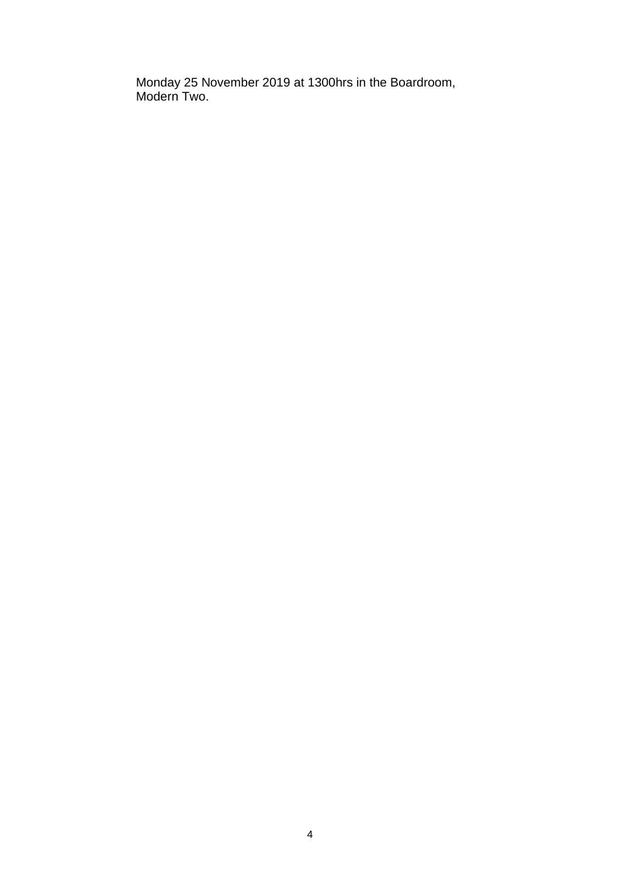Monday 25 November 2019 at 1300hrs in the Boardroom, Modern Two.